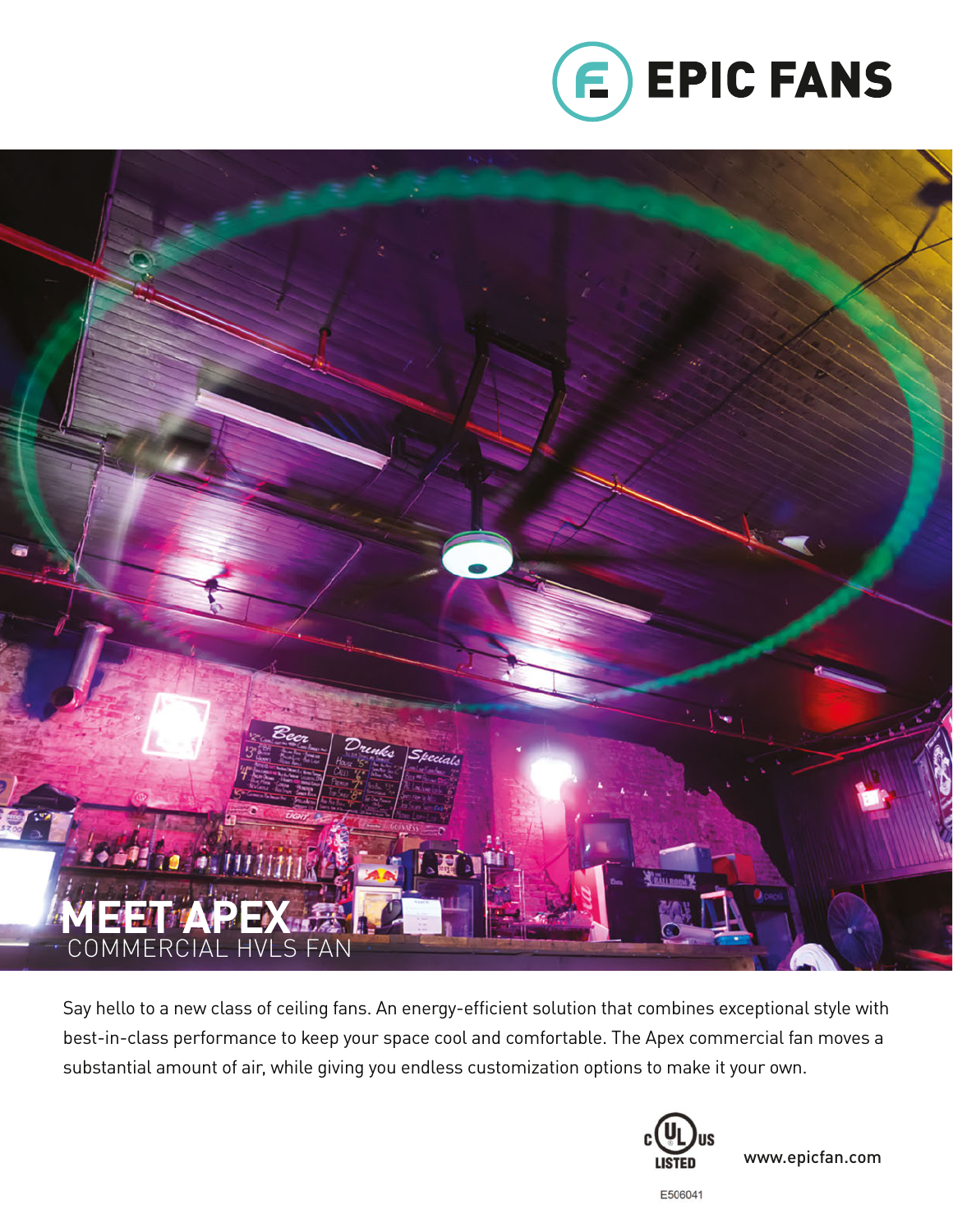EPIC FANS

# MEET APEX

## COMMERCIAL HVLS FAN

Say hello to a new class of ceiling fans. An energy-efficient solution that combines exceptional style with best-in-class performance to keep your space cool and comfortable. The Apex commercial fan moves a substantial amount of air, while giving you endless customization options to make it your own.

c UL us LISTED

E506041

www.epicfan.com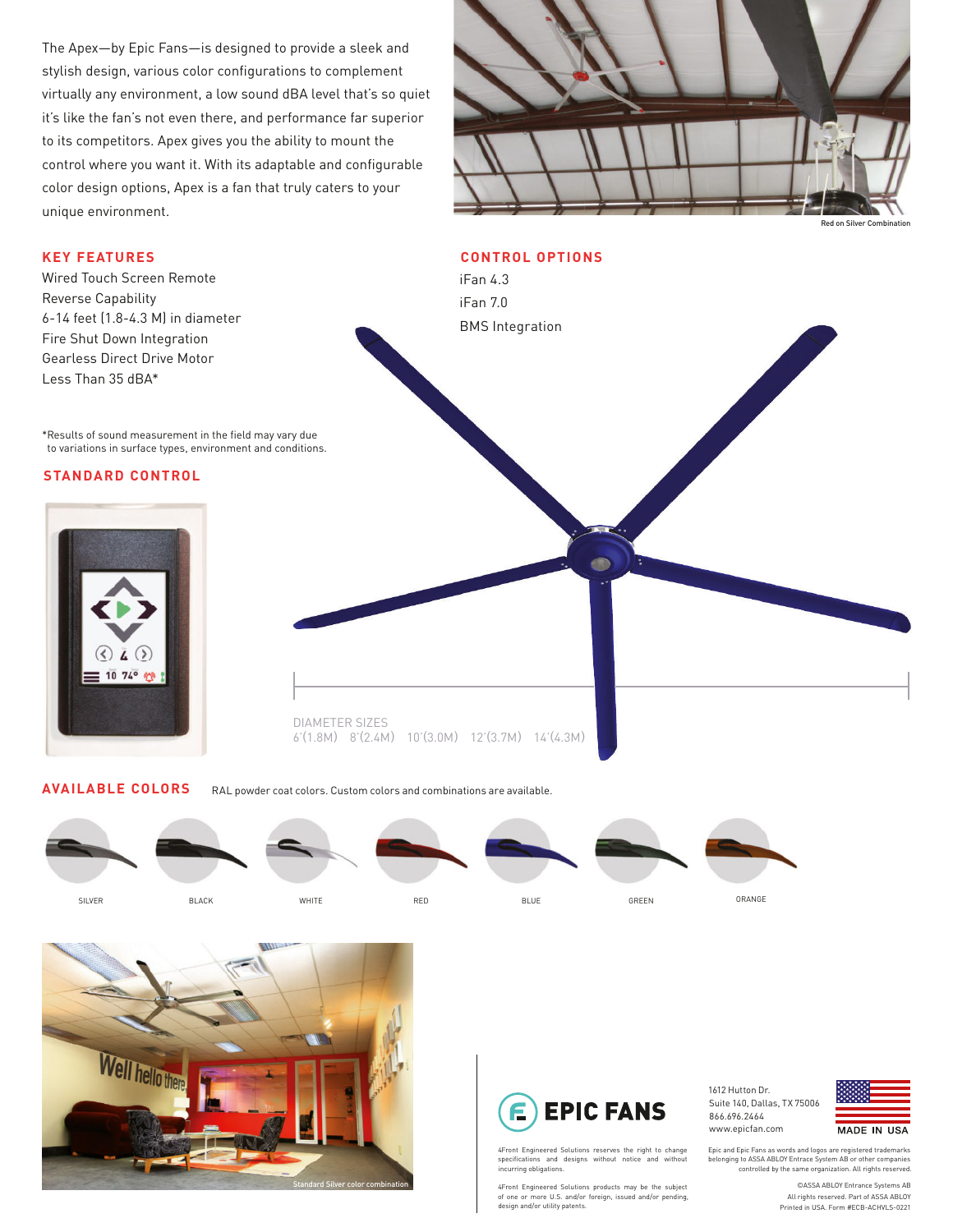The Apex—by Epic Fans—is designed to provide a sleek and stylish design, various color configurations to complement virtually any environment, a low sound dBA level that's so quiet it's like the fan's not even there, and performance far superior to its competitors. Apex gives you the ability to mount the control where you want it. With its adaptable and configurable color design options, Apex is a fan that truly caters to your unique environment.

Red on Silver Combination

## KEY FEATURES

Wired Touch Screen Remote
Reverse Capability
6-14 feet (1.8-4.3 M) in diameter
Fire Shut Down Integration
Gearless Direct Drive Motor
Less Than 35 dBA*

*Results of sound measurement in the field may vary due to variations in surface types, environment and conditions.

## CONTROL OPTIONS

iFan 4.3
iFan 7.0
BMS Integration

## STANDARD CONTROL

DIAMETER SIZES
6'(1.8M) 8'(2.4M) 10'(3.0M) 12'(3.7M) 14'(4.3M)

## AVAILABLE COLORS

RAL powder coat colors. Custom colors and combinations are available.

SILVER BLACK WHITE RED BLUE GREEN ORANGE

Standard Silver color combination

EPIC FANS

1612 Hutton Dr.
Suite 140, Dallas, TX 75006
866.696.2464
www.epicfan.com

MADE IN USA

4Front Engineered Solutions reserves the right to change specifications and designs without notice and without incurring obligations.

4Front Engineered Solutions products may be the subject of one or more U.S. and/or foreign, issued and/or pending, design and/or utility patents.

Epic and Epic Fans as words and logos are registered trademarks belonging to ASSA ABLOY Entrace System AB or other companies controlled by the same organization. All rights reserved.

©ASSA ABLOY Entrance Systems AB
All rights reserved. Part of ASSA ABLOY
Printed in USA. Form #ECB-ACHVLS-0221